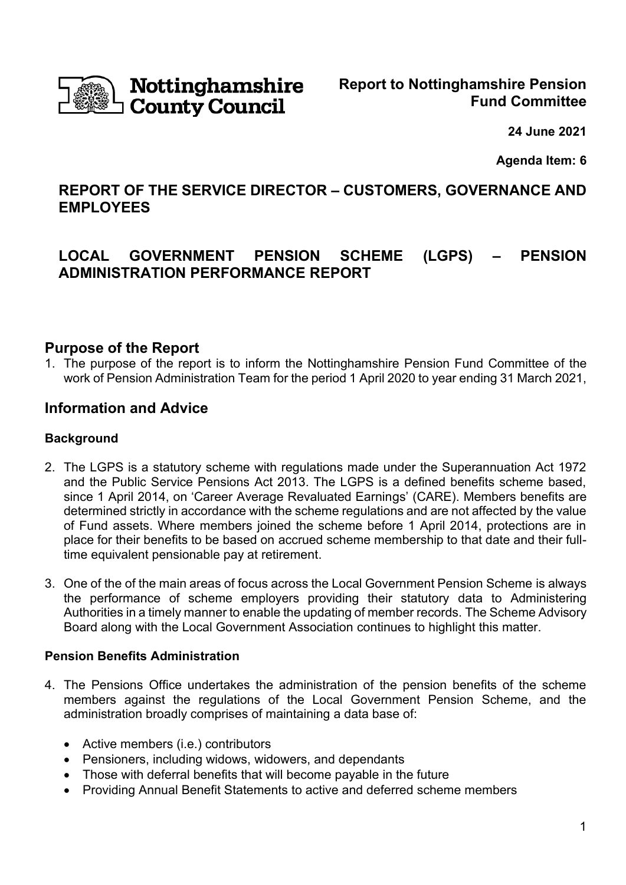Nottinghamshire County Council

**Report to Nottinghamshire Pension Fund Committee**

**24 June 2021**

**Agenda Item: 6**

## REPORT OF THE SERVICE DIRECTOR – CUSTOMERS, GOVERNANCE AND EMPLOYEES

## LOCAL GOVERNMENT PENSION SCHEME (LGPS) – PENSION ADMINISTRATION PERFORMANCE REPORT

## Purpose of the Report

1. The purpose of the report is to inform the Nottinghamshire Pension Fund Committee of the work of Pension Administration Team for the period 1 April 2020 to year ending 31 March 2021,

## Information and Advice

### Background

2. The LGPS is a statutory scheme with regulations made under the Superannuation Act 1972 and the Public Service Pensions Act 2013. The LGPS is a defined benefits scheme based, since 1 April 2014, on 'Career Average Revaluated Earnings' (CARE). Members benefits are determined strictly in accordance with the scheme regulations and are not affected by the value of Fund assets. Where members joined the scheme before 1 April 2014, protections are in place for their benefits to be based on accrued scheme membership to that date and their full-time equivalent pensionable pay at retirement.

3. One of the of the main areas of focus across the Local Government Pension Scheme is always the performance of scheme employers providing their statutory data to Administering Authorities in a timely manner to enable the updating of member records. The Scheme Advisory Board along with the Local Government Association continues to highlight this matter.

### Pension Benefits Administration

4. The Pensions Office undertakes the administration of the pension benefits of the scheme members against the regulations of the Local Government Pension Scheme, and the administration broadly comprises of maintaining a data base of:

   - Active members (i.e.) contributors
   - Pensioners, including widows, widowers, and dependants
   - Those with deferral benefits that will become payable in the future
   - Providing Annual Benefit Statements to active and deferred scheme members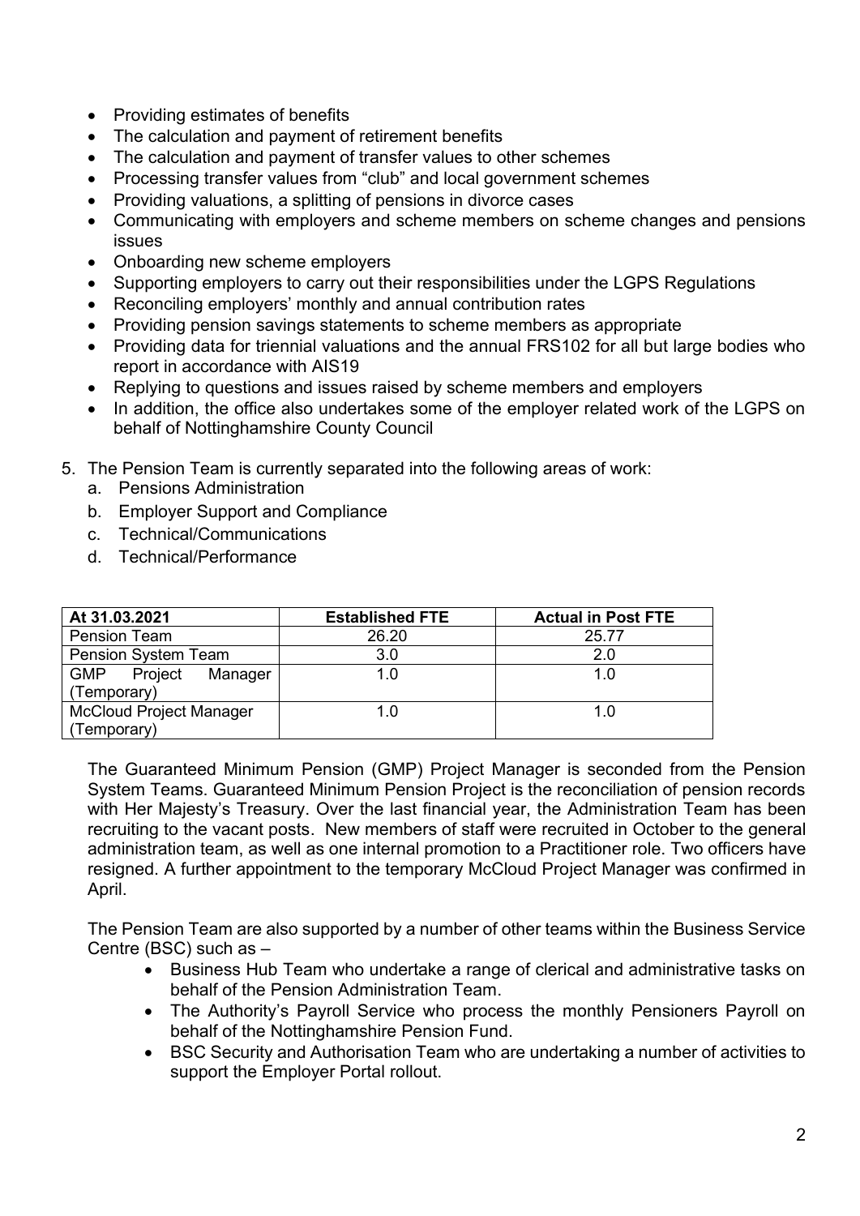- Providing estimates of benefits
- The calculation and payment of retirement benefits
- The calculation and payment of transfer values to other schemes
- Processing transfer values from "club" and local government schemes
- Providing valuations, a splitting of pensions in divorce cases
- Communicating with employers and scheme members on scheme changes and pensions issues
- Onboarding new scheme employers
- Supporting employers to carry out their responsibilities under the LGPS Regulations
- Reconciling employers' monthly and annual contribution rates
- Providing pension savings statements to scheme members as appropriate
- Providing data for triennial valuations and the annual FRS102 for all but large bodies who report in accordance with AIS19
- Replying to questions and issues raised by scheme members and employers
- In addition, the office also undertakes some of the employer related work of the LGPS on behalf of Nottinghamshire County Council

5. The Pension Team is currently separated into the following areas of work:
   a. Pensions Administration
   b. Employer Support and Compliance
   c. Technical/Communications
   d. Technical/Performance

| At 31.03.2021 | Established FTE | Actual in Post FTE |
|---|---|---|
| Pension Team | 26.20 | 25.77 |
| Pension System Team | 3.0 | 2.0 |
| GMP Project Manager (Temporary) | 1.0 | 1.0 |
| McCloud Project Manager (Temporary) | 1.0 | 1.0 |

The Guaranteed Minimum Pension (GMP) Project Manager is seconded from the Pension System Teams. Guaranteed Minimum Pension Project is the reconciliation of pension records with Her Majesty's Treasury. Over the last financial year, the Administration Team has been recruiting to the vacant posts. New members of staff were recruited in October to the general administration team, as well as one internal promotion to a Practitioner role. Two officers have resigned. A further appointment to the temporary McCloud Project Manager was confirmed in April.

The Pension Team are also supported by a number of other teams within the Business Service Centre (BSC) such as –

- Business Hub Team who undertake a range of clerical and administrative tasks on behalf of the Pension Administration Team.
- The Authority's Payroll Service who process the monthly Pensioners Payroll on behalf of the Nottinghamshire Pension Fund.
- BSC Security and Authorisation Team who are undertaking a number of activities to support the Employer Portal rollout.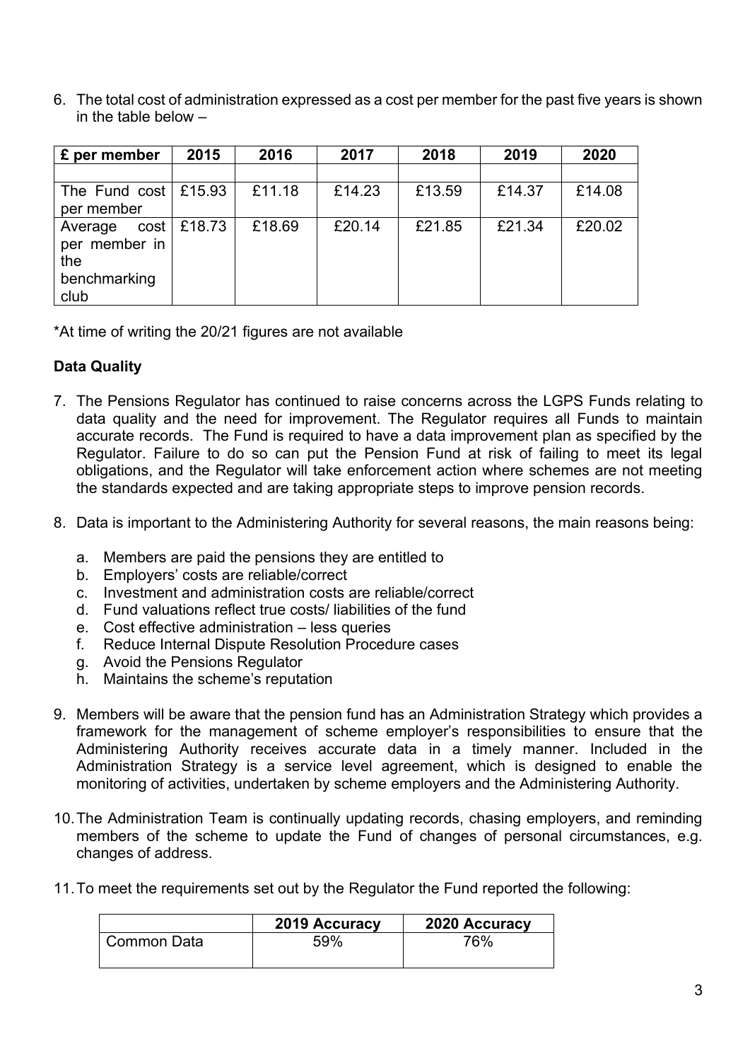6. The total cost of administration expressed as a cost per member for the past five years is shown in the table below –

| £ per member | 2015 | 2016 | 2017 | 2018 | 2019 | 2020 |
|---|---|---|---|---|---|---|
| | | | | | | |
| The Fund cost per member | £15.93 | £11.18 | £14.23 | £13.59 | £14.37 | £14.08 |
| Average cost per member in the benchmarking club | £18.73 | £18.69 | £20.14 | £21.85 | £21.34 | £20.02 |

*At time of writing the 20/21 figures are not available

**Data Quality**

7. The Pensions Regulator has continued to raise concerns across the LGPS Funds relating to data quality and the need for improvement. The Regulator requires all Funds to maintain accurate records. The Fund is required to have a data improvement plan as specified by the Regulator. Failure to do so can put the Pension Fund at risk of failing to meet its legal obligations, and the Regulator will take enforcement action where schemes are not meeting the standards expected and are taking appropriate steps to improve pension records.

8. Data is important to the Administering Authority for several reasons, the main reasons being:

   a. Members are paid the pensions they are entitled to
   b. Employers' costs are reliable/correct
   c. Investment and administration costs are reliable/correct
   d. Fund valuations reflect true costs/ liabilities of the fund
   e. Cost effective administration – less queries
   f. Reduce Internal Dispute Resolution Procedure cases
   g. Avoid the Pensions Regulator
   h. Maintains the scheme's reputation

9. Members will be aware that the pension fund has an Administration Strategy which provides a framework for the management of scheme employer's responsibilities to ensure that the Administering Authority receives accurate data in a timely manner. Included in the Administration Strategy is a service level agreement, which is designed to enable the monitoring of activities, undertaken by scheme employers and the Administering Authority.

10. The Administration Team is continually updating records, chasing employers, and reminding members of the scheme to update the Fund of changes of personal circumstances, e.g. changes of address.

11. To meet the requirements set out by the Regulator the Fund reported the following:

| | 2019 Accuracy | 2020 Accuracy |
|---|---|---|
| Common Data | 59% | 76% |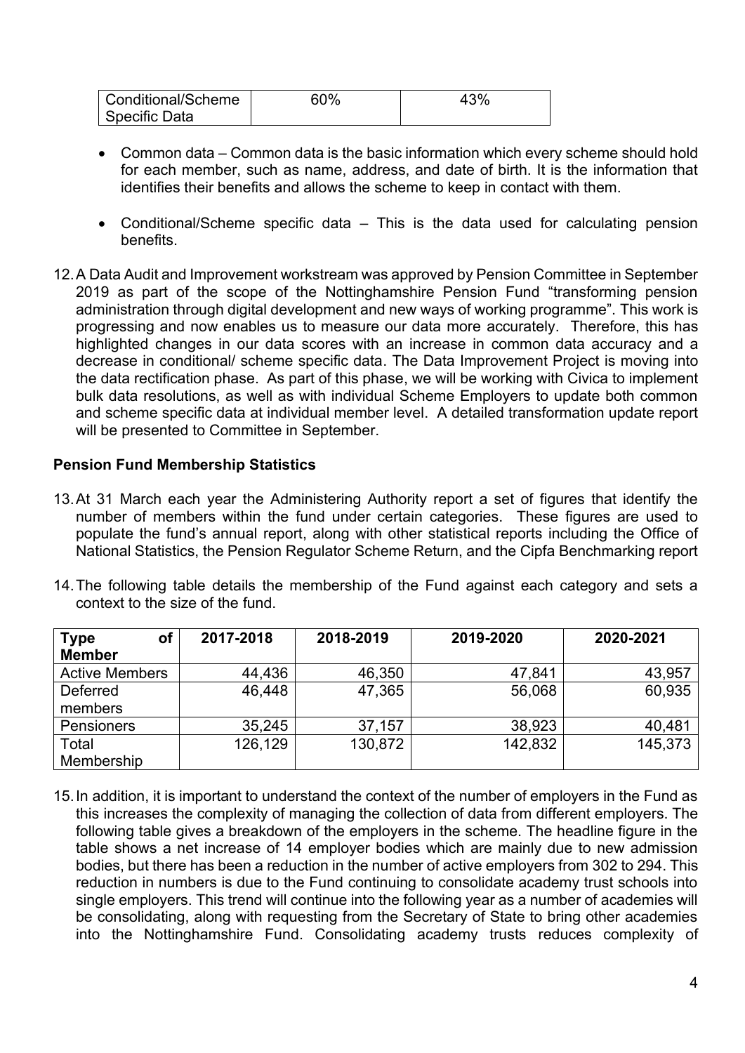| Conditional/Scheme Specific Data | 60% | 43% |
|---|---|---|

- Common data – Common data is the basic information which every scheme should hold for each member, such as name, address, and date of birth. It is the information that identifies their benefits and allows the scheme to keep in contact with them.

- Conditional/Scheme specific data – This is the data used for calculating pension benefits.

12. A Data Audit and Improvement workstream was approved by Pension Committee in September 2019 as part of the scope of the Nottinghamshire Pension Fund "transforming pension administration through digital development and new ways of working programme". This work is progressing and now enables us to measure our data more accurately. Therefore, this has highlighted changes in our data scores with an increase in common data accuracy and a decrease in conditional/ scheme specific data. The Data Improvement Project is moving into the data rectification phase. As part of this phase, we will be working with Civica to implement bulk data resolutions, as well as with individual Scheme Employers to update both common and scheme specific data at individual member level. A detailed transformation update report will be presented to Committee in September.

**Pension Fund Membership Statistics**

13. At 31 March each year the Administering Authority report a set of figures that identify the number of members within the fund under certain categories. These figures are used to populate the fund's annual report, along with other statistical reports including the Office of National Statistics, the Pension Regulator Scheme Return, and the Cipfa Benchmarking report

14. The following table details the membership of the Fund against each category and sets a context to the size of the fund.

| Type of Member | 2017-2018 | 2018-2019 | 2019-2020 | 2020-2021 |
|---|---|---|---|---|
| Active Members | 44,436 | 46,350 | 47,841 | 43,957 |
| Deferred members | 46,448 | 47,365 | 56,068 | 60,935 |
| Pensioners | 35,245 | 37,157 | 38,923 | 40,481 |
| Total Membership | 126,129 | 130,872 | 142,832 | 145,373 |

15. In addition, it is important to understand the context of the number of employers in the Fund as this increases the complexity of managing the collection of data from different employers. The following table gives a breakdown of the employers in the scheme. The headline figure in the table shows a net increase of 14 employer bodies which are mainly due to new admission bodies, but there has been a reduction in the number of active employers from 302 to 294. This reduction in numbers is due to the Fund continuing to consolidate academy trust schools into single employers. This trend will continue into the following year as a number of academies will be consolidating, along with requesting from the Secretary of State to bring other academies into the Nottinghamshire Fund. Consolidating academy trusts reduces complexity of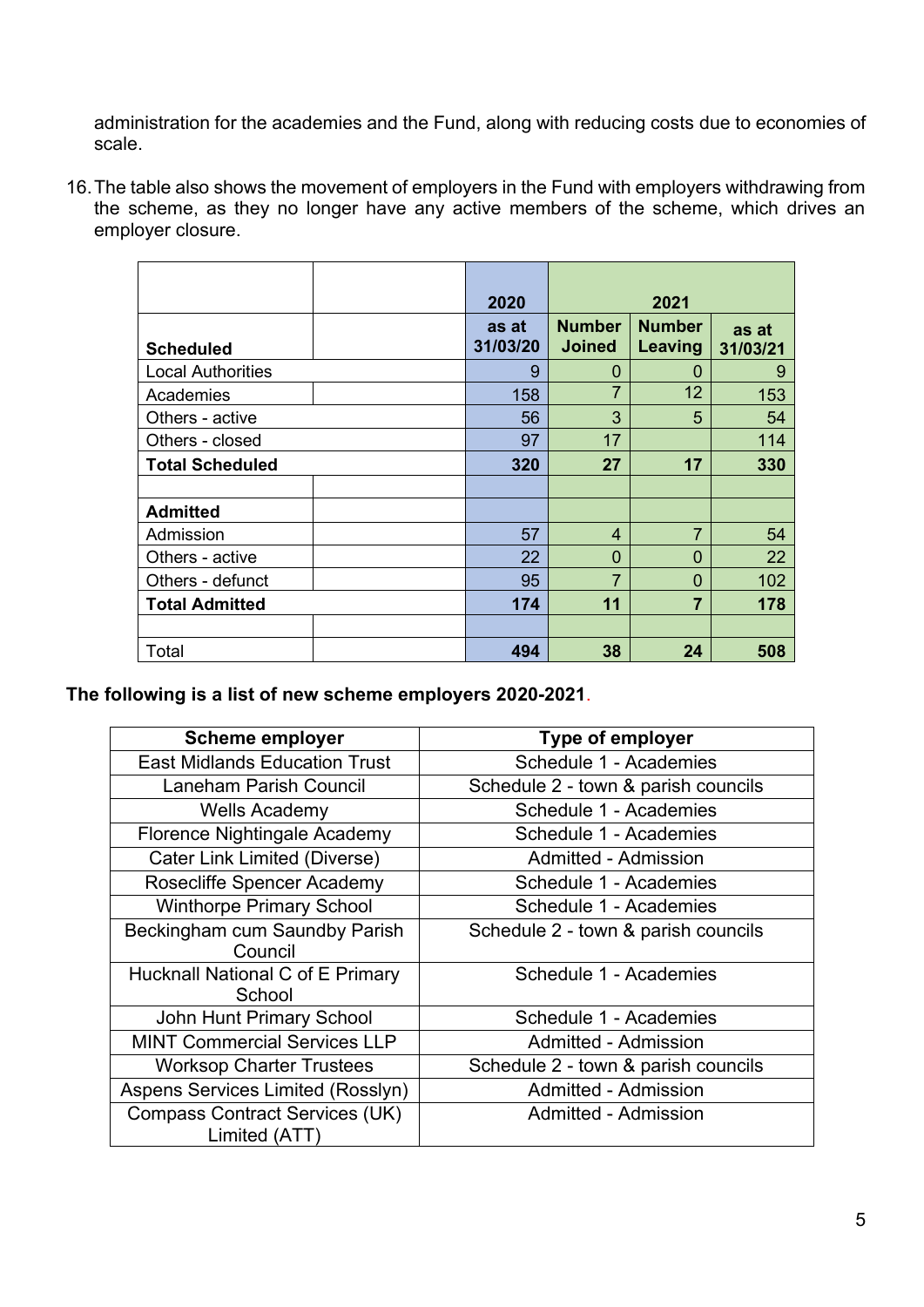administration for the academies and the Fund, along with reducing costs due to economies of scale.

16. The table also shows the movement of employers in the Fund with employers withdrawing from the scheme, as they no longer have any active members of the scheme, which drives an employer closure.

| | | 2020 | 2021 | | |
|---|---|---|---|---|---|
| **Scheduled** | | as at 31/03/20 | Number Joined | Number Leaving | as at 31/03/21 |
| Local Authorities | | 9 | 0 | 0 | 9 |
| Academies | | 158 | 7 | 12 | 153 |
| Others - active | | 56 | 3 | 5 | 54 |
| Others - closed | | 97 | 17 | | 114 |
| **Total Scheduled** | | **320** | **27** | **17** | **330** |
| | | | | | |
| **Admitted** | | | | | |
| Admission | | 57 | 4 | 7 | 54 |
| Others - active | | 22 | 0 | 0 | 22 |
| Others - defunct | | 95 | 7 | 0 | 102 |
| **Total Admitted** | | **174** | **11** | **7** | **178** |
| | | | | | |
| Total | | **494** | **38** | **24** | **508** |

**The following is a list of new scheme employers 2020-2021**.

| Scheme employer | Type of employer |
|---|---|
| East Midlands Education Trust | Schedule 1 - Academies |
| Laneham Parish Council | Schedule 2 - town & parish councils |
| Wells Academy | Schedule 1 - Academies |
| Florence Nightingale Academy | Schedule 1 - Academies |
| Cater Link Limited (Diverse) | Admitted - Admission |
| Rosecliffe Spencer Academy | Schedule 1 - Academies |
| Winthorpe Primary School | Schedule 1 - Academies |
| Beckingham cum Saundby Parish Council | Schedule 2 - town & parish councils |
| Hucknall National C of E Primary School | Schedule 1 - Academies |
| John Hunt Primary School | Schedule 1 - Academies |
| MINT Commercial Services LLP | Admitted - Admission |
| Worksop Charter Trustees | Schedule 2 - town & parish councils |
| Aspens Services Limited (Rosslyn) | Admitted - Admission |
| Compass Contract Services (UK) Limited (ATT) | Admitted - Admission |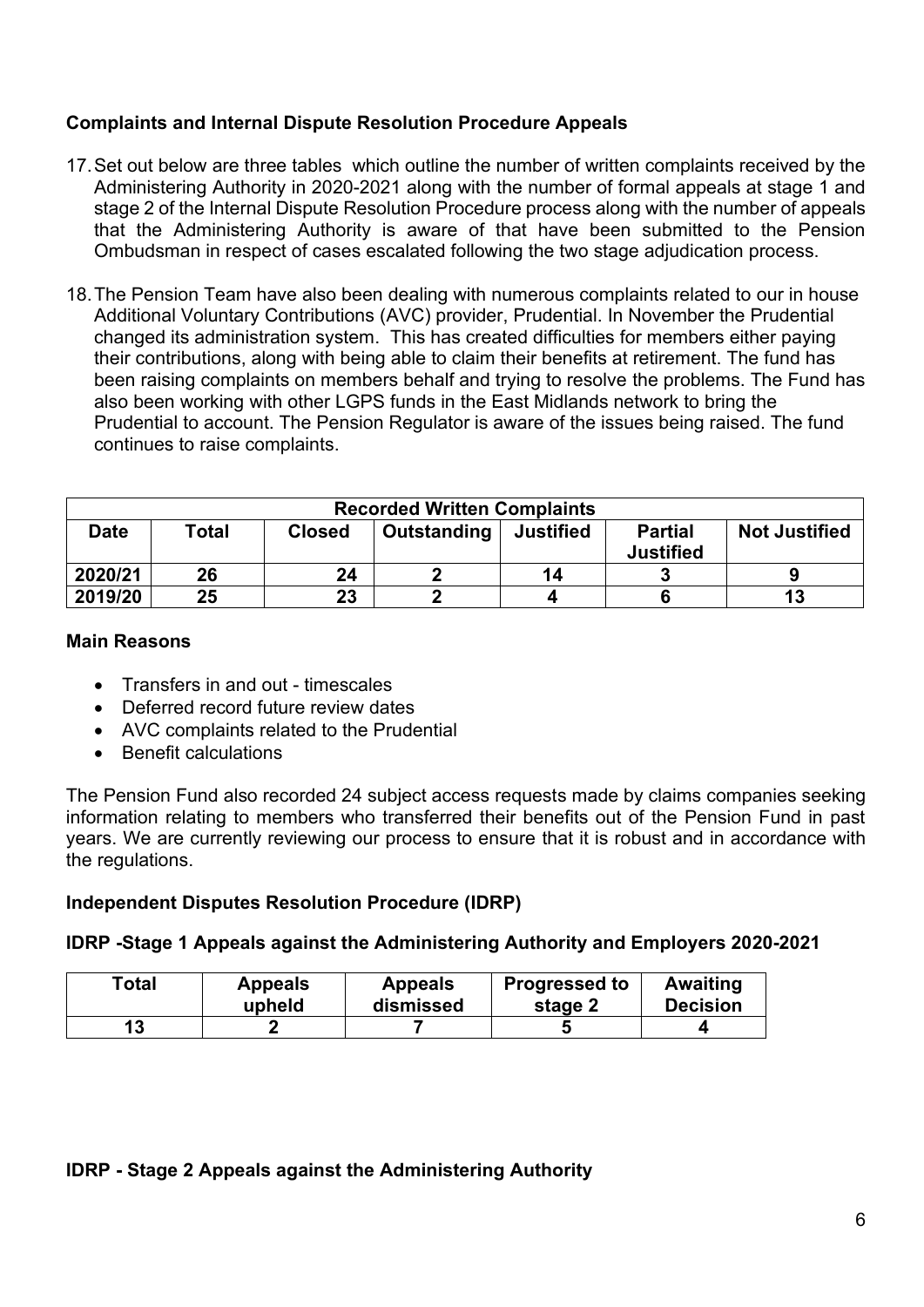### Complaints and Internal Dispute Resolution Procedure Appeals

17. Set out below are three tables which outline the number of written complaints received by the Administering Authority in 2020-2021 along with the number of formal appeals at stage 1 and stage 2 of the Internal Dispute Resolution Procedure process along with the number of appeals that the Administering Authority is aware of that have been submitted to the Pension Ombudsman in respect of cases escalated following the two stage adjudication process.

18. The Pension Team have also been dealing with numerous complaints related to our in house Additional Voluntary Contributions (AVC) provider, Prudential. In November the Prudential changed its administration system. This has created difficulties for members either paying their contributions, along with being able to claim their benefits at retirement. The fund has been raising complaints on members behalf and trying to resolve the problems. The Fund has also been working with other LGPS funds in the East Midlands network to bring the Prudential to account. The Pension Regulator is aware of the issues being raised. The fund continues to raise complaints.

| Recorded Written Complaints | | | | | | |
|---|---|---|---|---|---|---|
| **Date** | **Total** | **Closed** | **Outstanding** | **Justified** | **Partial Justified** | **Not Justified** |
| **2020/21** | **26** | **24** | **2** | **14** | **3** | **9** |
| **2019/20** | **25** | **23** | **2** | **4** | **6** | **13** |

**Main Reasons**

- Transfers in and out - timescales
- Deferred record future review dates
- AVC complaints related to the Prudential
- Benefit calculations

The Pension Fund also recorded 24 subject access requests made by claims companies seeking information relating to members who transferred their benefits out of the Pension Fund in past years. We are currently reviewing our process to ensure that it is robust and in accordance with the regulations.

### Independent Disputes Resolution Procedure (IDRP)

#### IDRP -Stage 1 Appeals against the Administering Authority and Employers 2020-2021

| Total | Appeals upheld | Appeals dismissed | Progressed to stage 2 | Awaiting Decision |
|---|---|---|---|---|
| **13** | **2** | **7** | **5** | **4** |

#### IDRP - Stage 2 Appeals against the Administering Authority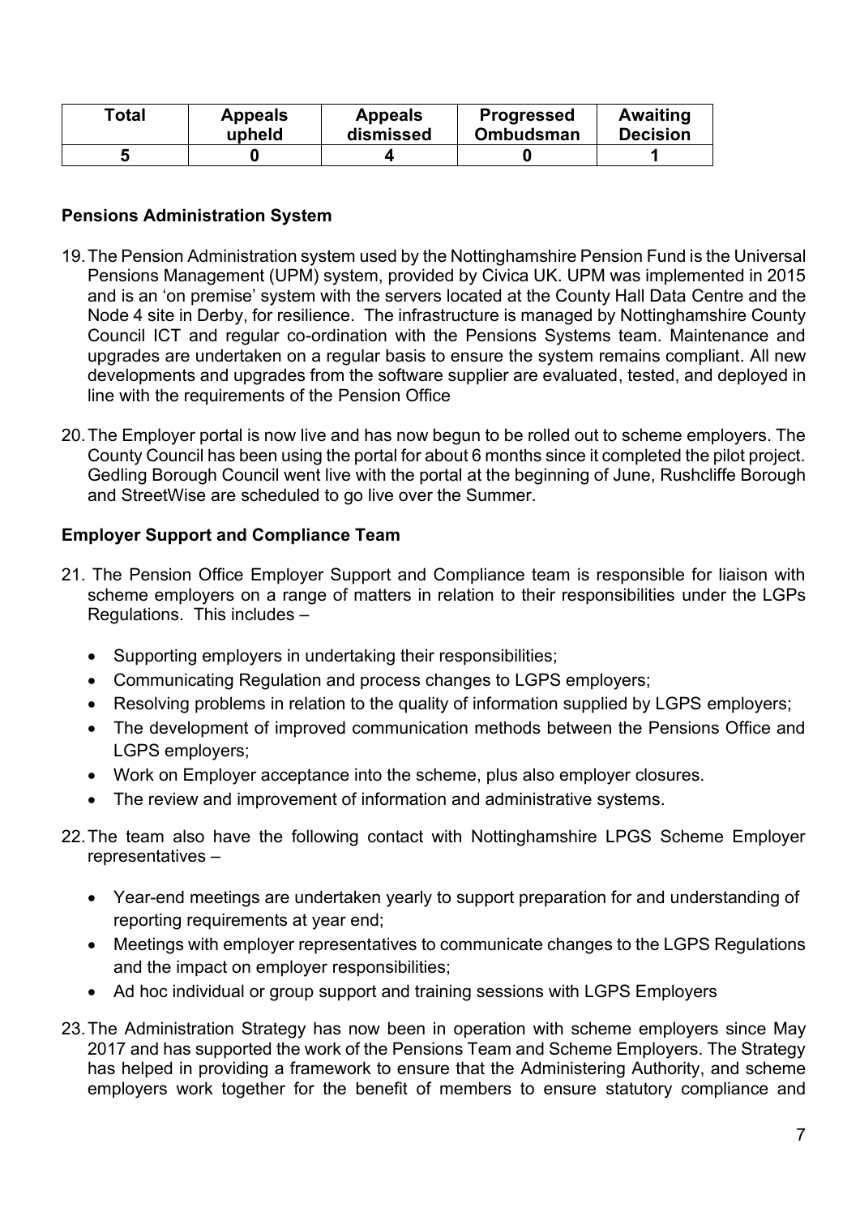| Total | Appeals upheld | Appeals dismissed | Progressed Ombudsman | Awaiting Decision |
|---|---|---|---|---|
| 5 | 0 | 4 | 0 | 1 |

**Pensions Administration System**

19. The Pension Administration system used by the Nottinghamshire Pension Fund is the Universal Pensions Management (UPM) system, provided by Civica UK. UPM was implemented in 2015 and is an 'on premise' system with the servers located at the County Hall Data Centre and the Node 4 site in Derby, for resilience. The infrastructure is managed by Nottinghamshire County Council ICT and regular co-ordination with the Pensions Systems team. Maintenance and upgrades are undertaken on a regular basis to ensure the system remains compliant. All new developments and upgrades from the software supplier are evaluated, tested, and deployed in line with the requirements of the Pension Office

20. The Employer portal is now live and has now begun to be rolled out to scheme employers. The County Council has been using the portal for about 6 months since it completed the pilot project. Gedling Borough Council went live with the portal at the beginning of June, Rushcliffe Borough and StreetWise are scheduled to go live over the Summer.

**Employer Support and Compliance Team**

21. The Pension Office Employer Support and Compliance team is responsible for liaison with scheme employers on a range of matters in relation to their responsibilities under the LGPs Regulations. This includes –

    - Supporting employers in undertaking their responsibilities;
    - Communicating Regulation and process changes to LGPS employers;
    - Resolving problems in relation to the quality of information supplied by LGPS employers;
    - The development of improved communication methods between the Pensions Office and LGPS employers;
    - Work on Employer acceptance into the scheme, plus also employer closures.
    - The review and improvement of information and administrative systems.

22. The team also have the following contact with Nottinghamshire LPGS Scheme Employer representatives –

    - Year-end meetings are undertaken yearly to support preparation for and understanding of reporting requirements at year end;
    - Meetings with employer representatives to communicate changes to the LGPS Regulations and the impact on employer responsibilities;
    - Ad hoc individual or group support and training sessions with LGPS Employers

23. The Administration Strategy has now been in operation with scheme employers since May 2017 and has supported the work of the Pensions Team and Scheme Employers. The Strategy has helped in providing a framework to ensure that the Administering Authority, and scheme employers work together for the benefit of members to ensure statutory compliance and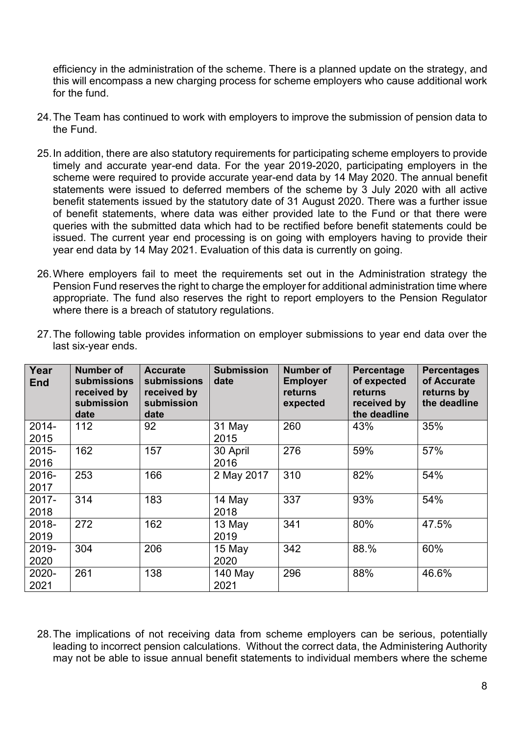efficiency in the administration of the scheme. There is a planned update on the strategy, and this will encompass a new charging process for scheme employers who cause additional work for the fund.

24. The Team has continued to work with employers to improve the submission of pension data to the Fund.

25. In addition, there are also statutory requirements for participating scheme employers to provide timely and accurate year-end data. For the year 2019-2020, participating employers in the scheme were required to provide accurate year-end data by 14 May 2020. The annual benefit statements were issued to deferred members of the scheme by 3 July 2020 with all active benefit statements issued by the statutory date of 31 August 2020. There was a further issue of benefit statements, where data was either provided late to the Fund or that there were queries with the submitted data which had to be rectified before benefit statements could be issued. The current year end processing is on going with employers having to provide their year end data by 14 May 2021. Evaluation of this data is currently on going.

26. Where employers fail to meet the requirements set out in the Administration strategy the Pension Fund reserves the right to charge the employer for additional administration time where appropriate. The fund also reserves the right to report employers to the Pension Regulator where there is a breach of statutory regulations.

27. The following table provides information on employer submissions to year end data over the last six-year ends.

| Year End | Number of submissions received by submission date | Accurate submissions received by submission date | Submission date | Number of Employer returns expected | Percentage of expected returns received by the deadline | Percentages of Accurate returns by the deadline |
|---|---|---|---|---|---|---|
| 2014-2015 | 112 | 92 | 31 May 2015 | 260 | 43% | 35% |
| 2015-2016 | 162 | 157 | 30 April 2016 | 276 | 59% | 57% |
| 2016-2017 | 253 | 166 | 2 May 2017 | 310 | 82% | 54% |
| 2017-2018 | 314 | 183 | 14 May 2018 | 337 | 93% | 54% |
| 2018-2019 | 272 | 162 | 13 May 2019 | 341 | 80% | 47.5% |
| 2019-2020 | 304 | 206 | 15 May 2020 | 342 | 88.% | 60% |
| 2020-2021 | 261 | 138 | 140 May 2021 | 296 | 88% | 46.6% |

28. The implications of not receiving data from scheme employers can be serious, potentially leading to incorrect pension calculations. Without the correct data, the Administering Authority may not be able to issue annual benefit statements to individual members where the scheme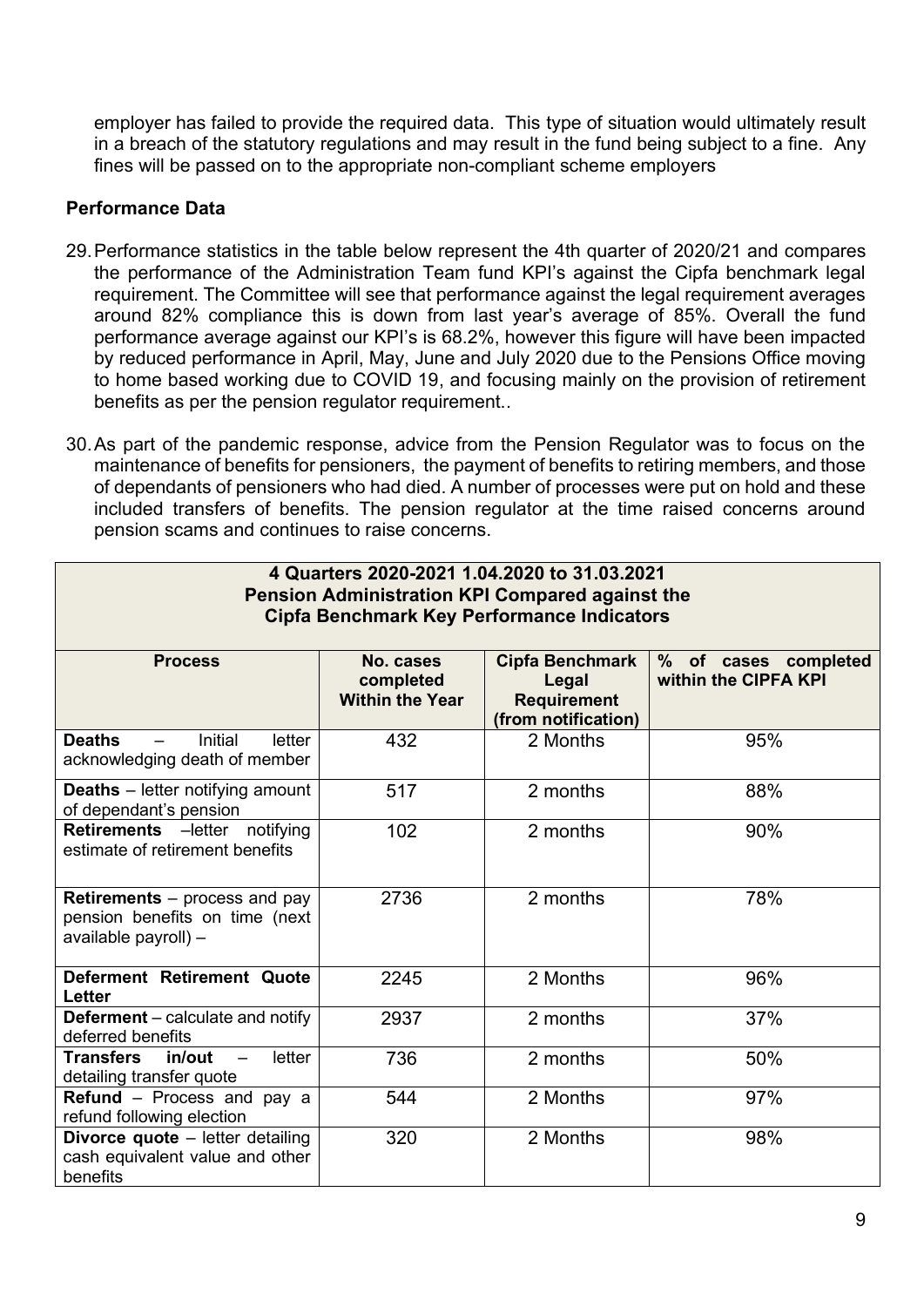employer has failed to provide the required data. This type of situation would ultimately result in a breach of the statutory regulations and may result in the fund being subject to a fine. Any fines will be passed on to the appropriate non-compliant scheme employers

**Performance Data**

29. Performance statistics in the table below represent the 4th quarter of 2020/21 and compares the performance of the Administration Team fund KPI's against the Cipfa benchmark legal requirement. The Committee will see that performance against the legal requirement averages around 82% compliance this is down from last year's average of 85%. Overall the fund performance average against our KPI's is 68.2%, however this figure will have been impacted by reduced performance in April, May, June and July 2020 due to the Pensions Office moving to home based working due to COVID 19, and focusing mainly on the provision of retirement benefits as per the pension regulator requirement..

30. As part of the pandemic response, advice from the Pension Regulator was to focus on the maintenance of benefits for pensioners, the payment of benefits to retiring members, and those of dependants of pensioners who had died. A number of processes were put on hold and these included transfers of benefits. The pension regulator at the time raised concerns around pension scams and continues to raise concerns.

**4 Quarters 2020-2021 1.04.2020 to 31.03.2021**
**Pension Administration KPI Compared against the Cipfa Benchmark Key Performance Indicators**

| Process | No. cases completed Within the Year | Cipfa Benchmark Legal Requirement (from notification) | % of cases completed within the CIPFA KPI |
|---|---|---|---|
| **Deaths** – Initial letter acknowledging death of member | 432 | 2 Months | 95% |
| **Deaths** – letter notifying amount of dependant's pension | 517 | 2 months | 88% |
| **Retirements** –letter notifying estimate of retirement benefits | 102 | 2 months | 90% |
| **Retirements** – process and pay pension benefits on time (next available payroll) – | 2736 | 2 months | 78% |
| **Deferment Retirement Quote Letter** | 2245 | 2 Months | 96% |
| **Deferment** – calculate and notify deferred benefits | 2937 | 2 months | 37% |
| **Transfers in/out** – letter detailing transfer quote | 736 | 2 months | 50% |
| **Refund** – Process and pay a refund following election | 544 | 2 Months | 97% |
| **Divorce quote** – letter detailing cash equivalent value and other benefits | 320 | 2 Months | 98% |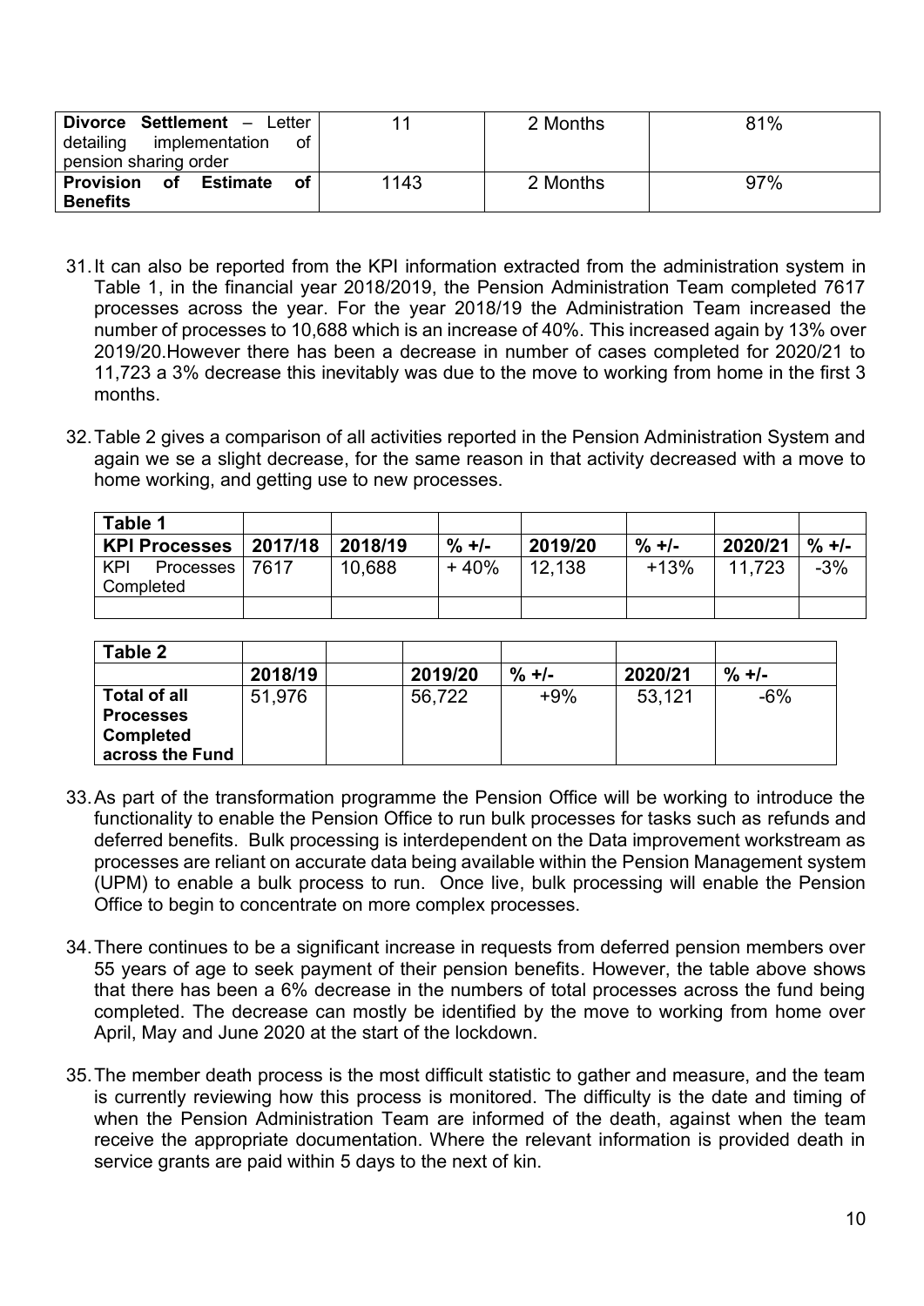| **Divorce Settlement** – Letter detailing implementation of pension sharing order | 11 | 2 Months | 81% |
|---|---|---|---|
| **Provision of Estimate of Benefits** | 1143 | 2 Months | 97% |

31. It can also be reported from the KPI information extracted from the administration system in Table 1, in the financial year 2018/2019, the Pension Administration Team completed 7617 processes across the year. For the year 2018/19 the Administration Team increased the number of processes to 10,688 which is an increase of 40%. This increased again by 13% over 2019/20.However there has been a decrease in number of cases completed for 2020/21 to 11,723 a 3% decrease this inevitably was due to the move to working from home in the first 3 months.

32. Table 2 gives a comparison of all activities reported in the Pension Administration System and again we se a slight decrease, for the same reason in that activity decreased with a move to home working, and getting use to new processes.

| **Table 1** | | | | | | | |
|---|---|---|---|---|---|---|---|
| **KPI Processes** | **2017/18** | **2018/19** | **% +/-** | **2019/20** | **% +/-** | **2020/21** | **% +/-** |
| KPI Processes Completed | 7617 | 10,688 | + 40% | 12,138 | +13% | 11,723 | -3% |
| | | | | | | | |

| **Table 2** | | | | | | |
|---|---|---|---|---|---|---|
| | **2018/19** | | **2019/20** | **% +/-** | **2020/21** | **% +/-** |
| **Total of all Processes Completed across the Fund** | 51,976 | | 56,722 | +9% | 53,121 | -6% |

33. As part of the transformation programme the Pension Office will be working to introduce the functionality to enable the Pension Office to run bulk processes for tasks such as refunds and deferred benefits. Bulk processing is interdependent on the Data improvement workstream as processes are reliant on accurate data being available within the Pension Management system (UPM) to enable a bulk process to run. Once live, bulk processing will enable the Pension Office to begin to concentrate on more complex processes.

34. There continues to be a significant increase in requests from deferred pension members over 55 years of age to seek payment of their pension benefits. However, the table above shows that there has been a 6% decrease in the numbers of total processes across the fund being completed. The decrease can mostly be identified by the move to working from home over April, May and June 2020 at the start of the lockdown.

35. The member death process is the most difficult statistic to gather and measure, and the team is currently reviewing how this process is monitored. The difficulty is the date and timing of when the Pension Administration Team are informed of the death, against when the team receive the appropriate documentation. Where the relevant information is provided death in service grants are paid within 5 days to the next of kin.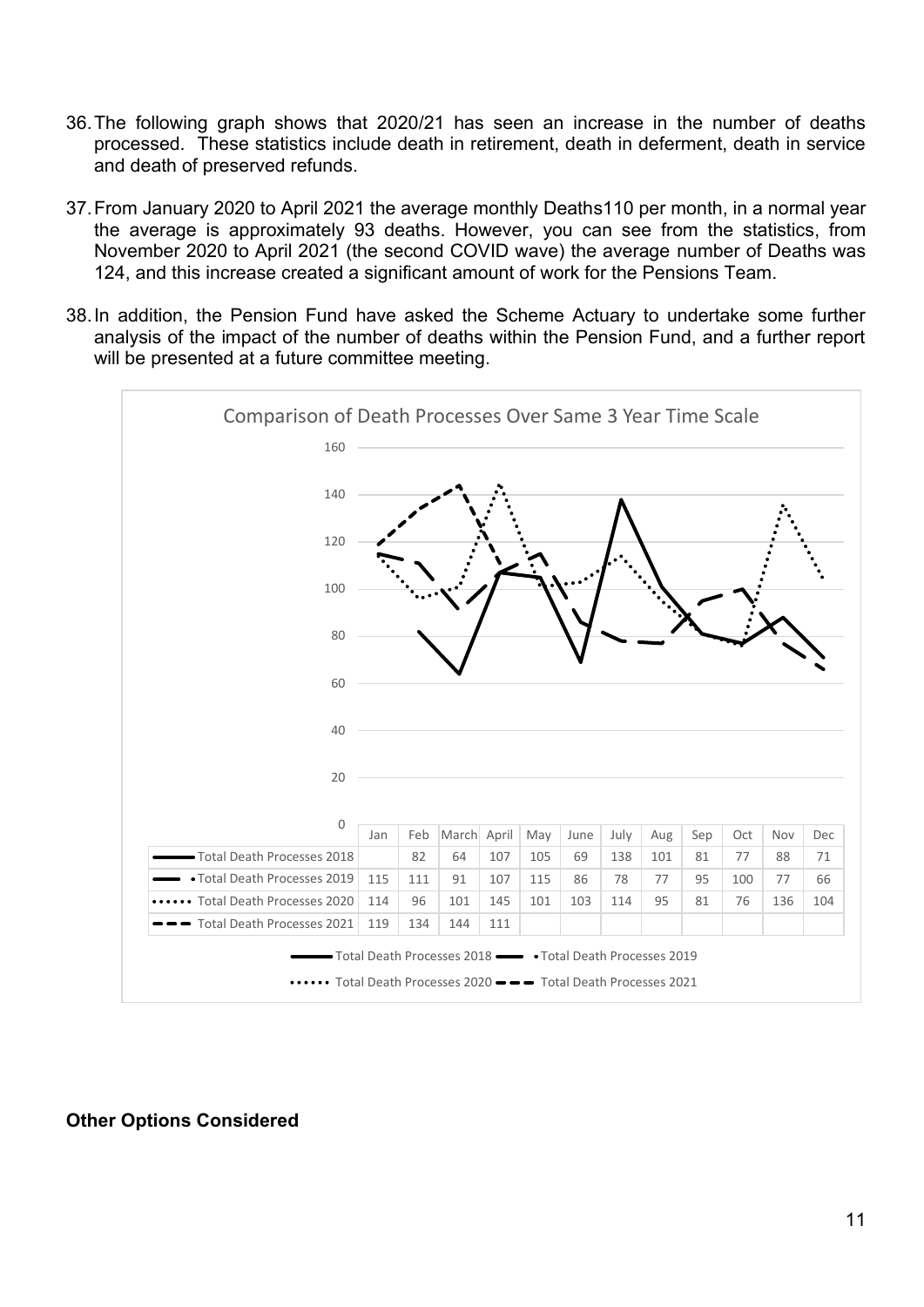36. The following graph shows that 2020/21 has seen an increase in the number of deaths processed. These statistics include death in retirement, death in deferment, death in service and death of preserved refunds.

37. From January 2020 to April 2021 the average monthly Deaths110 per month, in a normal year the average is approximately 93 deaths. However, you can see from the statistics, from November 2020 to April 2021 (the second COVID wave) the average number of Deaths was 124, and this increase created a significant amount of work for the Pensions Team.

38. In addition, the Pension Fund have asked the Scheme Actuary to undertake some further analysis of the impact of the number of deaths within the Pension Fund, and a further report will be presented at a future committee meeting.

Comparison of Death Processes Over Same 3 Year Time Scale

| | Jan | Feb | March | April | May | June | July | Aug | Sep | Oct | Nov | Dec |
|---|---|---|---|---|---|---|---|---|---|---|---|---|
| Total Death Processes 2018 | | 82 | 64 | 107 | 105 | 69 | 138 | 101 | 81 | 77 | 88 | 71 |
| Total Death Processes 2019 | 115 | 111 | 91 | 107 | 115 | 86 | 78 | 77 | 95 | 100 | 77 | 66 |
| Total Death Processes 2020 | 114 | 96 | 101 | 145 | 101 | 103 | 114 | 95 | 81 | 76 | 136 | 104 |
| Total Death Processes 2021 | 119 | 134 | 144 | 111 | | | | | | | | |

## Other Options Considered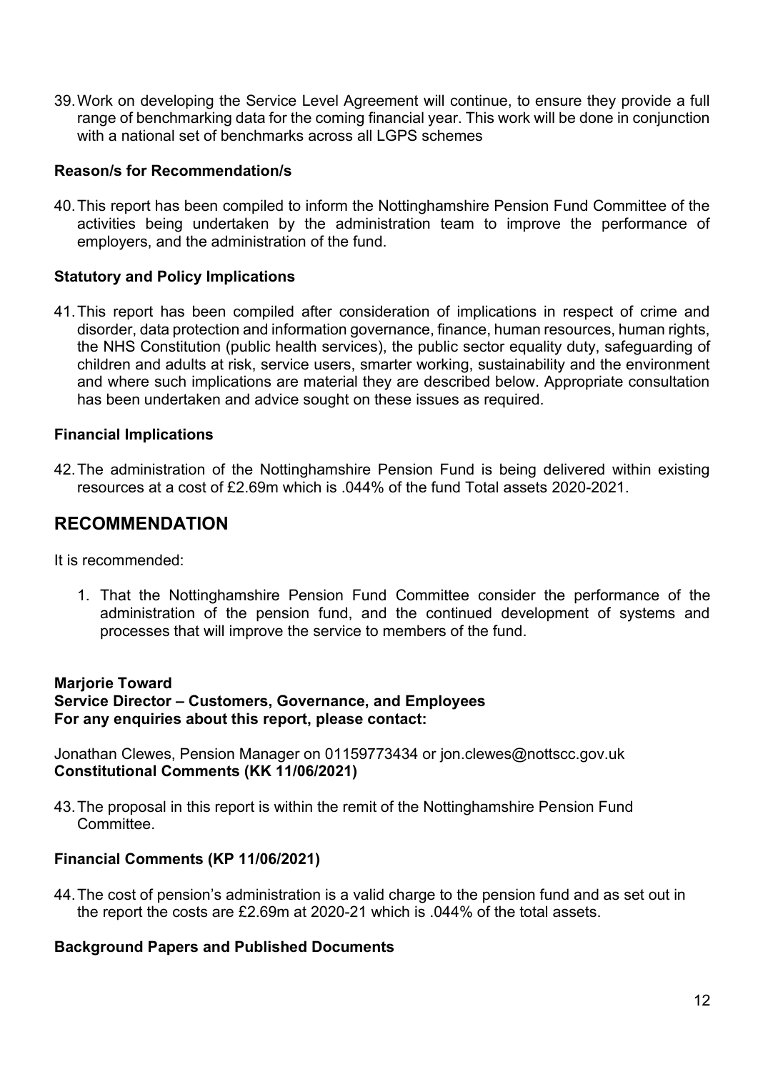39. Work on developing the Service Level Agreement will continue, to ensure they provide a full range of benchmarking data for the coming financial year. This work will be done in conjunction with a national set of benchmarks across all LGPS schemes

**Reason/s for Recommendation/s**

40. This report has been compiled to inform the Nottinghamshire Pension Fund Committee of the activities being undertaken by the administration team to improve the performance of employers, and the administration of the fund.

**Statutory and Policy Implications**

41. This report has been compiled after consideration of implications in respect of crime and disorder, data protection and information governance, finance, human resources, human rights, the NHS Constitution (public health services), the public sector equality duty, safeguarding of children and adults at risk, service users, smarter working, sustainability and the environment and where such implications are material they are described below. Appropriate consultation has been undertaken and advice sought on these issues as required.

**Financial Implications**

42. The administration of the Nottinghamshire Pension Fund is being delivered within existing resources at a cost of £2.69m which is .044% of the fund Total assets 2020-2021.

## RECOMMENDATION

It is recommended:

1. That the Nottinghamshire Pension Fund Committee consider the performance of the administration of the pension fund, and the continued development of systems and processes that will improve the service to members of the fund.

**Marjorie Toward**
**Service Director – Customers, Governance, and Employees**
**For any enquiries about this report, please contact:**

Jonathan Clewes, Pension Manager on 01159773434 or jon.clewes@nottscc.gov.uk
**Constitutional Comments (KK 11/06/2021)**

43. The proposal in this report is within the remit of the Nottinghamshire Pension Fund Committee.

**Financial Comments (KP 11/06/2021)**

44. The cost of pension's administration is a valid charge to the pension fund and as set out in the report the costs are £2.69m at 2020-21 which is .044% of the total assets.

**Background Papers and Published Documents**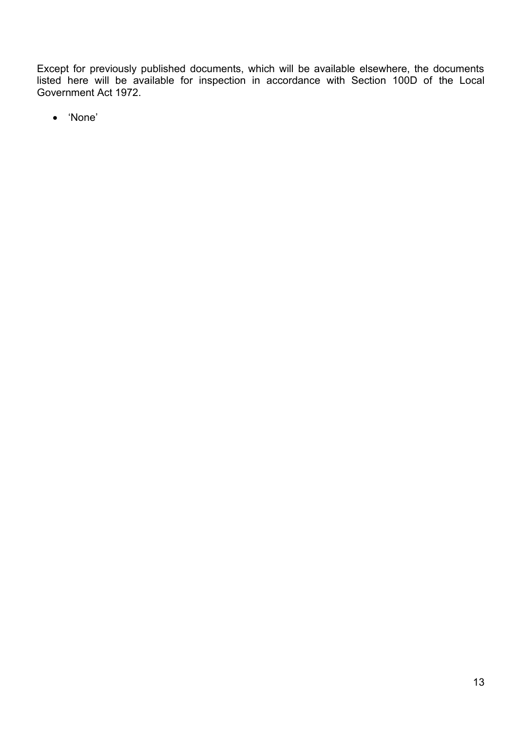Except for previously published documents, which will be available elsewhere, the documents listed here will be available for inspection in accordance with Section 100D of the Local Government Act 1972.

- 'None'